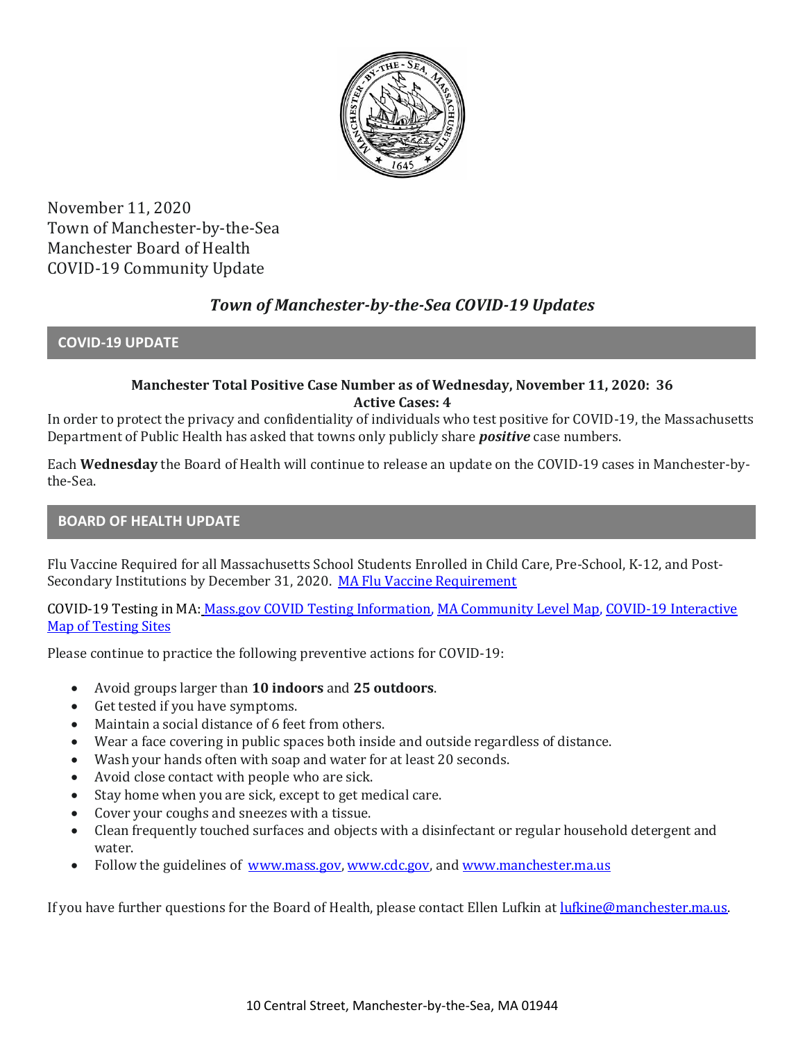November 11, 2020
Town of Manchester-by-the-Sea
Manchester Board of Health
COVID-19 Community Update

# *Town of Manchester-by-the-Sea COVID-19 Updates*

## COVID-19 UPDATE

**Manchester Total Positive Case Number as of Wednesday, November 11, 2020: 36**
**Active Cases: 4**

In order to protect the privacy and confidentiality of individuals who test positive for COVID-19, the Massachusetts Department of Public Health has asked that towns only publicly share ***positive*** case numbers.

Each **Wednesday** the Board of Health will continue to release an update on the COVID-19 cases in Manchester-by-the-Sea.

## BOARD OF HEALTH UPDATE

Flu Vaccine Required for all Massachusetts School Students Enrolled in Child Care, Pre-School, K-12, and Post-Secondary Institutions by December 31, 2020. MA Flu Vaccine Requirement

COVID-19 Testing in MA: Mass.gov COVID Testing Information, MA Community Level Map, COVID-19 Interactive Map of Testing Sites

Please continue to practice the following preventive actions for COVID-19:

- Avoid groups larger than **10 indoors** and **25 outdoors**.
- Get tested if you have symptoms.
- Maintain a social distance of 6 feet from others.
- Wear a face covering in public spaces both inside and outside regardless of distance.
- Wash your hands often with soap and water for at least 20 seconds.
- Avoid close contact with people who are sick.
- Stay home when you are sick, except to get medical care.
- Cover your coughs and sneezes with a tissue.
- Clean frequently touched surfaces and objects with a disinfectant or regular household detergent and water.
- Follow the guidelines of www.mass.gov, www.cdc.gov, and www.manchester.ma.us

If you have further questions for the Board of Health, please contact Ellen Lufkin at lufkine@manchester.ma.us.

10 Central Street, Manchester-by-the-Sea, MA 01944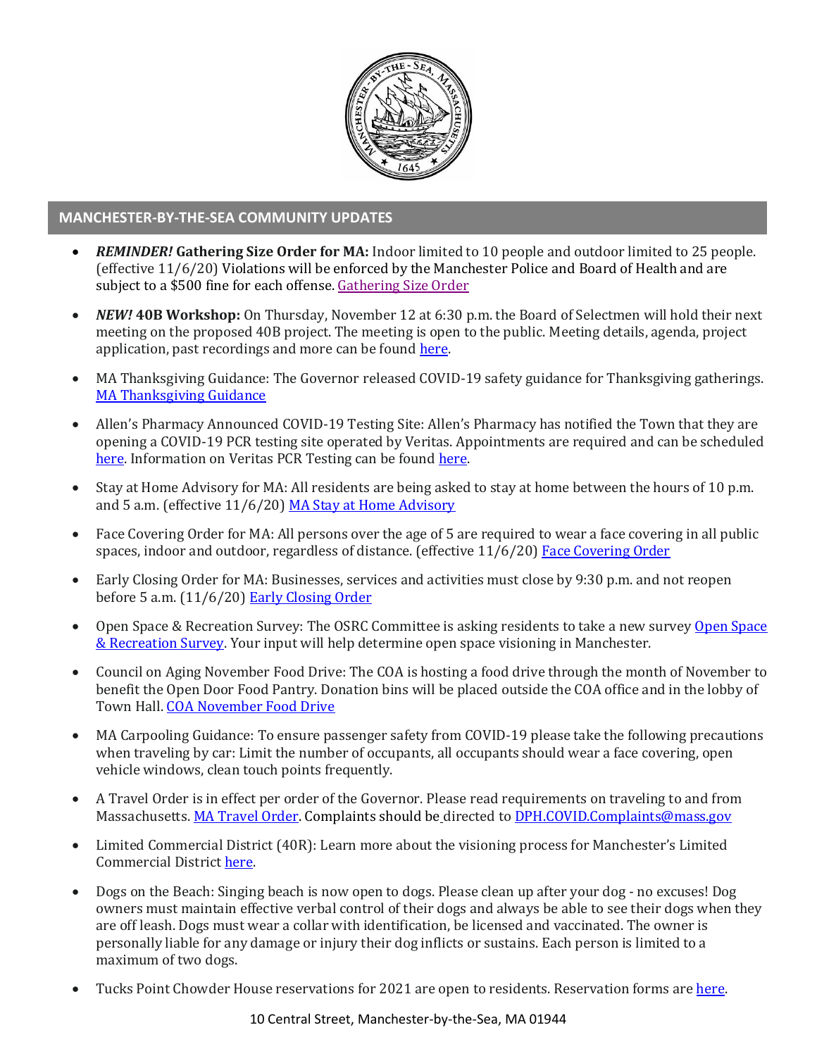## MANCHESTER-BY-THE-SEA COMMUNITY UPDATES

- ***REMINDER!* Gathering Size Order for MA:** Indoor limited to 10 people and outdoor limited to 25 people. (effective 11/6/20) Violations will be enforced by the Manchester Police and Board of Health and are subject to a $500 fine for each offense. Gathering Size Order
- ***NEW!* 40B Workshop:** On Thursday, November 12 at 6:30 p.m. the Board of Selectmen will hold their next meeting on the proposed 40B project. The meeting is open to the public. Meeting details, agenda, project application, past recordings and more can be found here.
- MA Thanksgiving Guidance: The Governor released COVID-19 safety guidance for Thanksgiving gatherings. MA Thanksgiving Guidance
- Allen's Pharmacy Announced COVID-19 Testing Site: Allen's Pharmacy has notified the Town that they are opening a COVID-19 PCR testing site operated by Veritas. Appointments are required and can be scheduled here. Information on Veritas PCR Testing can be found here.
- Stay at Home Advisory for MA: All residents are being asked to stay at home between the hours of 10 p.m. and 5 a.m. (effective 11/6/20) MA Stay at Home Advisory
- Face Covering Order for MA: All persons over the age of 5 are required to wear a face covering in all public spaces, indoor and outdoor, regardless of distance. (effective 11/6/20) Face Covering Order
- Early Closing Order for MA: Businesses, services and activities must close by 9:30 p.m. and not reopen before 5 a.m. (11/6/20) Early Closing Order
- Open Space & Recreation Survey: The OSRC Committee is asking residents to take a new survey Open Space & Recreation Survey. Your input will help determine open space visioning in Manchester.
- Council on Aging November Food Drive: The COA is hosting a food drive through the month of November to benefit the Open Door Food Pantry. Donation bins will be placed outside the COA office and in the lobby of Town Hall. COA November Food Drive
- MA Carpooling Guidance: To ensure passenger safety from COVID-19 please take the following precautions when traveling by car: Limit the number of occupants, all occupants should wear a face covering, open vehicle windows, clean touch points frequently.
- A Travel Order is in effect per order of the Governor. Please read requirements on traveling to and from Massachusetts. MA Travel Order. Complaints should be directed to DPH.COVID.Complaints@mass.gov
- Limited Commercial District (40R): Learn more about the visioning process for Manchester's Limited Commercial District here.
- Dogs on the Beach: Singing beach is now open to dogs. Please clean up after your dog - no excuses! Dog owners must maintain effective verbal control of their dogs and always be able to see their dogs when they are off leash. Dogs must wear a collar with identification, be licensed and vaccinated. The owner is personally liable for any damage or injury their dog inflicts or sustains. Each person is limited to a maximum of two dogs.
- Tucks Point Chowder House reservations for 2021 are open to residents. Reservation forms are here.

10 Central Street, Manchester-by-the-Sea, MA 01944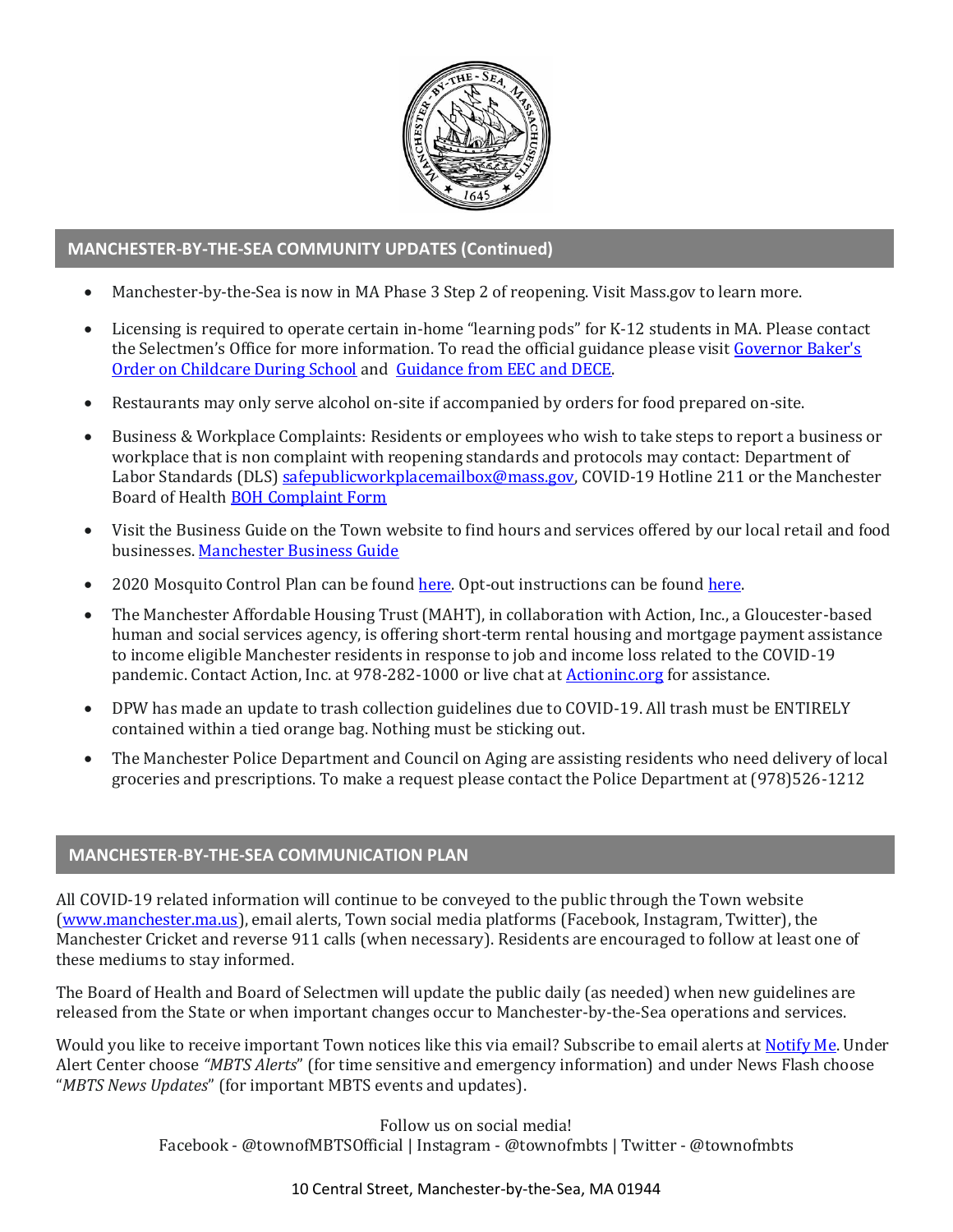## MANCHESTER-BY-THE-SEA COMMUNITY UPDATES (Continued)

- Manchester-by-the-Sea is now in MA Phase 3 Step 2 of reopening. Visit Mass.gov to learn more.
- Licensing is required to operate certain in-home "learning pods" for K-12 students in MA. Please contact the Selectmen's Office for more information. To read the official guidance please visit [Governor Baker's Order on Childcare During School]() and [Guidance from EEC and DECE]().
- Restaurants may only serve alcohol on-site if accompanied by orders for food prepared on-site.
- Business & Workplace Complaints: Residents or employees who wish to take steps to report a business or workplace that is non complaint with reopening standards and protocols may contact: Department of Labor Standards (DLS) safepublicworkplacemailbox@mass.gov, COVID-19 Hotline 211 or the Manchester Board of Health [BOH Complaint Form]()
- Visit the Business Guide on the Town website to find hours and services offered by our local retail and food businesses. [Manchester Business Guide]()
- 2020 Mosquito Control Plan can be found [here](). Opt-out instructions can be found [here]().
- The Manchester Affordable Housing Trust (MAHT), in collaboration with Action, Inc., a Gloucester-based human and social services agency, is offering short-term rental housing and mortgage payment assistance to income eligible Manchester residents in response to job and income loss related to the COVID-19 pandemic. Contact Action, Inc. at 978-282-1000 or live chat at Actioninc.org for assistance.
- DPW has made an update to trash collection guidelines due to COVID-19. All trash must be ENTIRELY contained within a tied orange bag. Nothing must be sticking out.
- The Manchester Police Department and Council on Aging are assisting residents who need delivery of local groceries and prescriptions. To make a request please contact the Police Department at (978)526-1212

## MANCHESTER-BY-THE-SEA COMMUNICATION PLAN

All COVID-19 related information will continue to be conveyed to the public through the Town website (www.manchester.ma.us), email alerts, Town social media platforms (Facebook, Instagram, Twitter), the Manchester Cricket and reverse 911 calls (when necessary). Residents are encouraged to follow at least one of these mediums to stay informed.

The Board of Health and Board of Selectmen will update the public daily (as needed) when new guidelines are released from the State or when important changes occur to Manchester-by-the-Sea operations and services.

Would you like to receive important Town notices like this via email? Subscribe to email alerts at [Notify Me](). Under Alert Center choose "*MBTS Alerts*" (for time sensitive and emergency information) and under News Flash choose "*MBTS News Updates*" (for important MBTS events and updates).

Follow us on social media!
Facebook - @townofMBTSOfficial | Instagram - @townofmbts | Twitter - @townofmbts

10 Central Street, Manchester-by-the-Sea, MA 01944